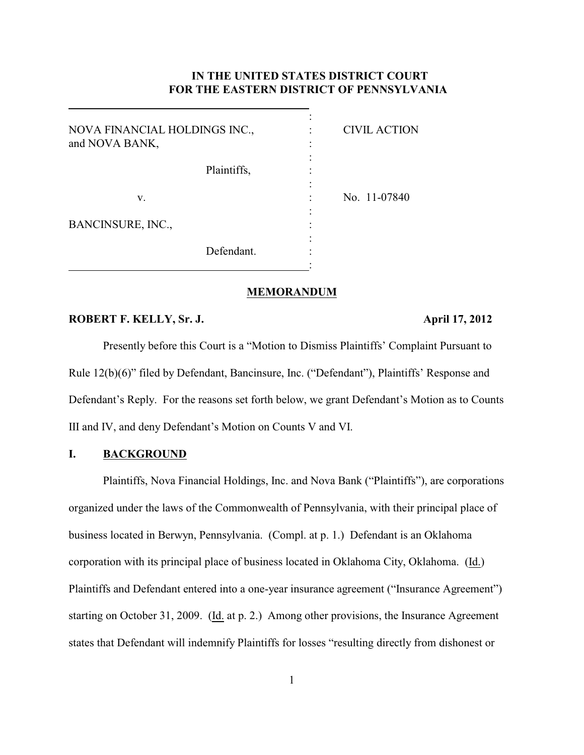# IN THE UNITED STATES DISTRICT COURT FOR THE EASTERN DISTRICT OF PENNSYLVANIA

| | | |
|---|---|---|
| NOVA FINANCIAL HOLDINGS INC., and NOVA BANK, | : | CIVIL ACTION |
| Plaintiffs, | : | |
| v. | : | No. 11-07840 |
| BANCINSURE, INC., | : | |
| Defendant. | : | |

## MEMORANDUM

**ROBERT F. KELLY, Sr. J.** **April 17, 2012**

Presently before this Court is a "Motion to Dismiss Plaintiffs' Complaint Pursuant to Rule 12(b)(6)" filed by Defendant, Bancinsure, Inc. ("Defendant"), Plaintiffs' Response and Defendant's Reply. For the reasons set forth below, we grant Defendant's Motion as to Counts III and IV, and deny Defendant's Motion on Counts V and VI.

## I. BACKGROUND

Plaintiffs, Nova Financial Holdings, Inc. and Nova Bank ("Plaintiffs"), are corporations organized under the laws of the Commonwealth of Pennsylvania, with their principal place of business located in Berwyn, Pennsylvania. (Compl. at p. 1.) Defendant is an Oklahoma corporation with its principal place of business located in Oklahoma City, Oklahoma. (Id.) Plaintiffs and Defendant entered into a one-year insurance agreement ("Insurance Agreement") starting on October 31, 2009. (Id. at p. 2.) Among other provisions, the Insurance Agreement states that Defendant will indemnify Plaintiffs for losses "resulting directly from dishonest or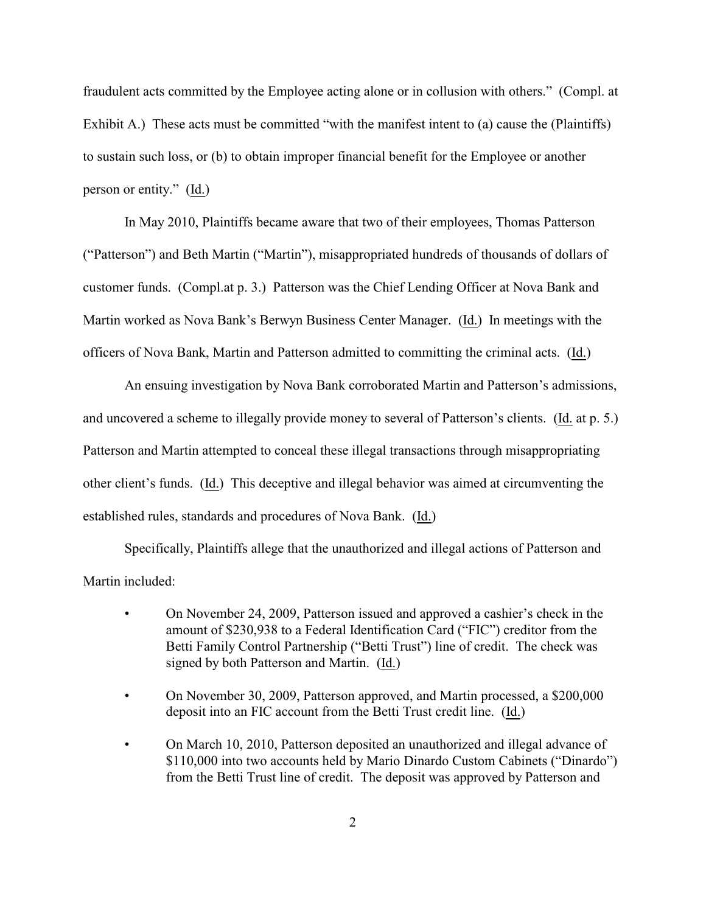fraudulent acts committed by the Employee acting alone or in collusion with others." (Compl. at Exhibit A.) These acts must be committed "with the manifest intent to (a) cause the (Plaintiffs) to sustain such loss, or (b) to obtain improper financial benefit for the Employee or another person or entity." (Id.)

In May 2010, Plaintiffs became aware that two of their employees, Thomas Patterson ("Patterson") and Beth Martin ("Martin"), misappropriated hundreds of thousands of dollars of customer funds. (Compl.at p. 3.) Patterson was the Chief Lending Officer at Nova Bank and Martin worked as Nova Bank's Berwyn Business Center Manager. (Id.) In meetings with the officers of Nova Bank, Martin and Patterson admitted to committing the criminal acts. (Id.)

An ensuing investigation by Nova Bank corroborated Martin and Patterson's admissions, and uncovered a scheme to illegally provide money to several of Patterson's clients. (Id. at p. 5.) Patterson and Martin attempted to conceal these illegal transactions through misappropriating other client's funds. (Id.) This deceptive and illegal behavior was aimed at circumventing the established rules, standards and procedures of Nova Bank. (Id.)

Specifically, Plaintiffs allege that the unauthorized and illegal actions of Patterson and Martin included:

- On November 24, 2009, Patterson issued and approved a cashier's check in the amount of $230,938 to a Federal Identification Card ("FIC") creditor from the Betti Family Control Partnership ("Betti Trust") line of credit. The check was signed by both Patterson and Martin. (Id.)
- On November 30, 2009, Patterson approved, and Martin processed, a $200,000 deposit into an FIC account from the Betti Trust credit line. (Id.)
- On March 10, 2010, Patterson deposited an unauthorized and illegal advance of $110,000 into two accounts held by Mario Dinardo Custom Cabinets ("Dinardo") from the Betti Trust line of credit. The deposit was approved by Patterson and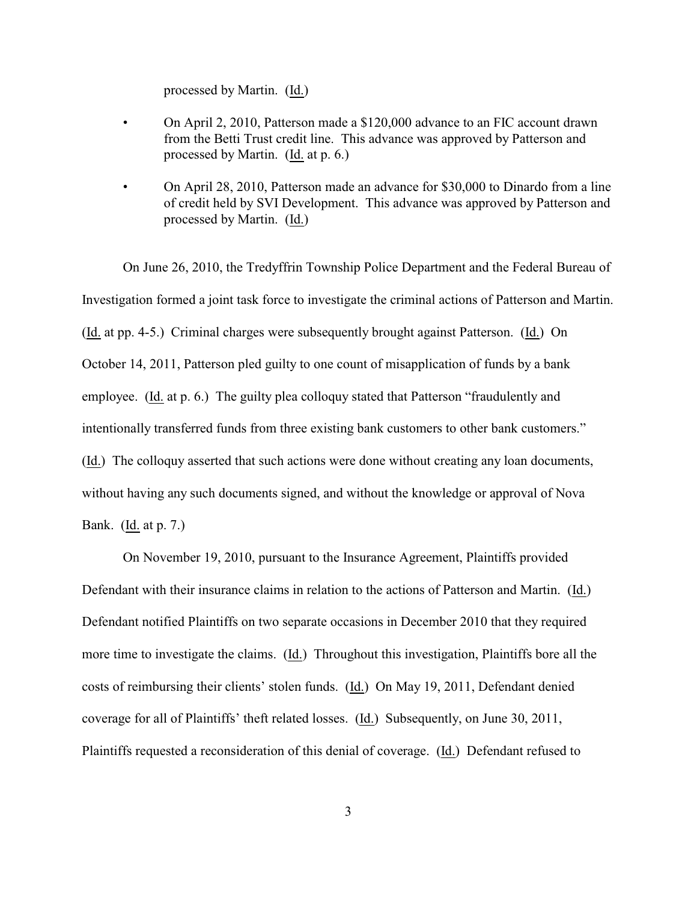processed by Martin. (Id.)

- On April 2, 2010, Patterson made a $120,000 advance to an FIC account drawn from the Betti Trust credit line. This advance was approved by Patterson and processed by Martin. (Id. at p. 6.)
- On April 28, 2010, Patterson made an advance for $30,000 to Dinardo from a line of credit held by SVI Development. This advance was approved by Patterson and processed by Martin. (Id.)

On June 26, 2010, the Tredyffrin Township Police Department and the Federal Bureau of Investigation formed a joint task force to investigate the criminal actions of Patterson and Martin. (Id. at pp. 4-5.) Criminal charges were subsequently brought against Patterson. (Id.) On October 14, 2011, Patterson pled guilty to one count of misapplication of funds by a bank employee. (Id. at p. 6.) The guilty plea colloquy stated that Patterson "fraudulently and intentionally transferred funds from three existing bank customers to other bank customers." (Id.) The colloquy asserted that such actions were done without creating any loan documents, without having any such documents signed, and without the knowledge or approval of Nova Bank. (Id. at p. 7.)

On November 19, 2010, pursuant to the Insurance Agreement, Plaintiffs provided Defendant with their insurance claims in relation to the actions of Patterson and Martin. (Id.) Defendant notified Plaintiffs on two separate occasions in December 2010 that they required more time to investigate the claims. (Id.) Throughout this investigation, Plaintiffs bore all the costs of reimbursing their clients' stolen funds. (Id.) On May 19, 2011, Defendant denied coverage for all of Plaintiffs' theft related losses. (Id.) Subsequently, on June 30, 2011, Plaintiffs requested a reconsideration of this denial of coverage. (Id.) Defendant refused to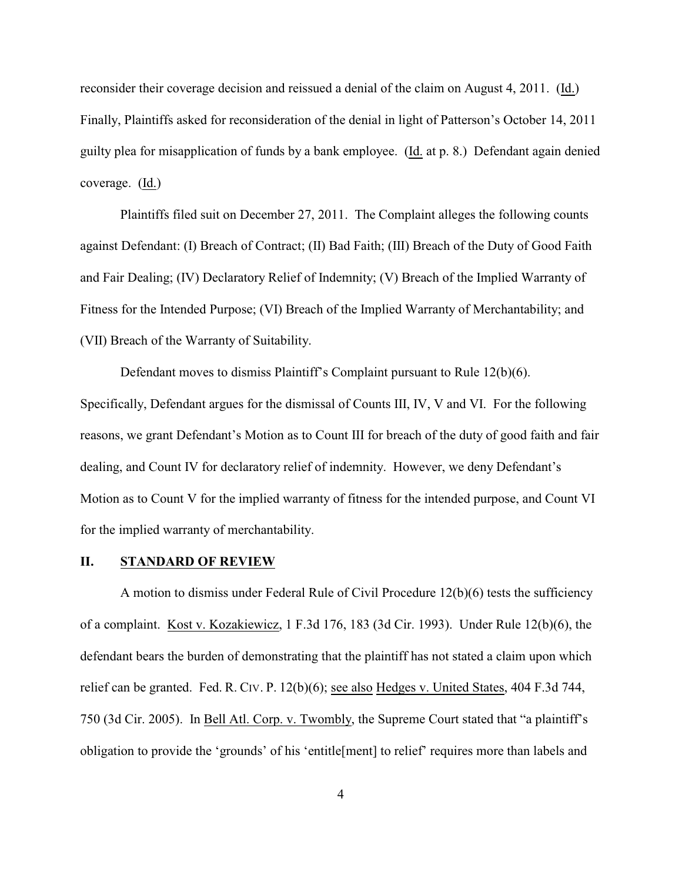reconsider their coverage decision and reissued a denial of the claim on August 4, 2011. (Id.) Finally, Plaintiffs asked for reconsideration of the denial in light of Patterson's October 14, 2011 guilty plea for misapplication of funds by a bank employee. (Id. at p. 8.) Defendant again denied coverage. (Id.)

Plaintiffs filed suit on December 27, 2011. The Complaint alleges the following counts against Defendant: (I) Breach of Contract; (II) Bad Faith; (III) Breach of the Duty of Good Faith and Fair Dealing; (IV) Declaratory Relief of Indemnity; (V) Breach of the Implied Warranty of Fitness for the Intended Purpose; (VI) Breach of the Implied Warranty of Merchantability; and (VII) Breach of the Warranty of Suitability.

Defendant moves to dismiss Plaintiff's Complaint pursuant to Rule 12(b)(6). Specifically, Defendant argues for the dismissal of Counts III, IV, V and VI. For the following reasons, we grant Defendant's Motion as to Count III for breach of the duty of good faith and fair dealing, and Count IV for declaratory relief of indemnity. However, we deny Defendant's Motion as to Count V for the implied warranty of fitness for the intended purpose, and Count VI for the implied warranty of merchantability.

## II. STANDARD OF REVIEW

A motion to dismiss under Federal Rule of Civil Procedure 12(b)(6) tests the sufficiency of a complaint. Kost v. Kozakiewicz, 1 F.3d 176, 183 (3d Cir. 1993). Under Rule 12(b)(6), the defendant bears the burden of demonstrating that the plaintiff has not stated a claim upon which relief can be granted. Fed. R. Civ. P. 12(b)(6); see also Hedges v. United States, 404 F.3d 744, 750 (3d Cir. 2005). In Bell Atl. Corp. v. Twombly, the Supreme Court stated that "a plaintiff's obligation to provide the 'grounds' of his 'entitle[ment] to relief' requires more than labels and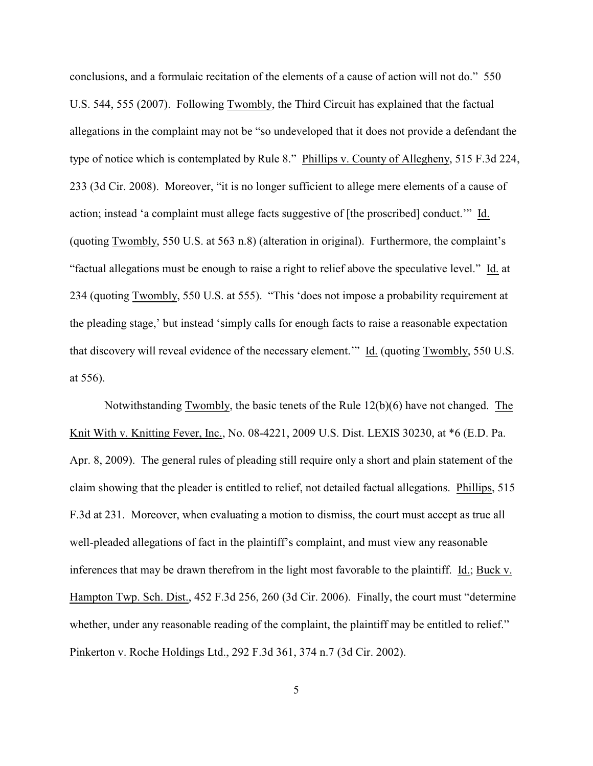conclusions, and a formulaic recitation of the elements of a cause of action will not do." 550 U.S. 544, 555 (2007). Following Twombly, the Third Circuit has explained that the factual allegations in the complaint may not be "so undeveloped that it does not provide a defendant the type of notice which is contemplated by Rule 8." Phillips v. County of Allegheny, 515 F.3d 224, 233 (3d Cir. 2008). Moreover, "it is no longer sufficient to allege mere elements of a cause of action; instead 'a complaint must allege facts suggestive of [the proscribed] conduct.'" Id. (quoting Twombly, 550 U.S. at 563 n.8) (alteration in original). Furthermore, the complaint's "factual allegations must be enough to raise a right to relief above the speculative level." Id. at 234 (quoting Twombly, 550 U.S. at 555). "This 'does not impose a probability requirement at the pleading stage,' but instead 'simply calls for enough facts to raise a reasonable expectation that discovery will reveal evidence of the necessary element.'" Id. (quoting Twombly, 550 U.S. at 556).

Notwithstanding Twombly, the basic tenets of the Rule 12(b)(6) have not changed. The Knit With v. Knitting Fever, Inc., No. 08-4221, 2009 U.S. Dist. LEXIS 30230, at *6 (E.D. Pa. Apr. 8, 2009). The general rules of pleading still require only a short and plain statement of the claim showing that the pleader is entitled to relief, not detailed factual allegations. Phillips, 515 F.3d at 231. Moreover, when evaluating a motion to dismiss, the court must accept as true all well-pleaded allegations of fact in the plaintiff's complaint, and must view any reasonable inferences that may be drawn therefrom in the light most favorable to the plaintiff. Id.; Buck v. Hampton Twp. Sch. Dist., 452 F.3d 256, 260 (3d Cir. 2006). Finally, the court must "determine whether, under any reasonable reading of the complaint, the plaintiff may be entitled to relief." Pinkerton v. Roche Holdings Ltd., 292 F.3d 361, 374 n.7 (3d Cir. 2002).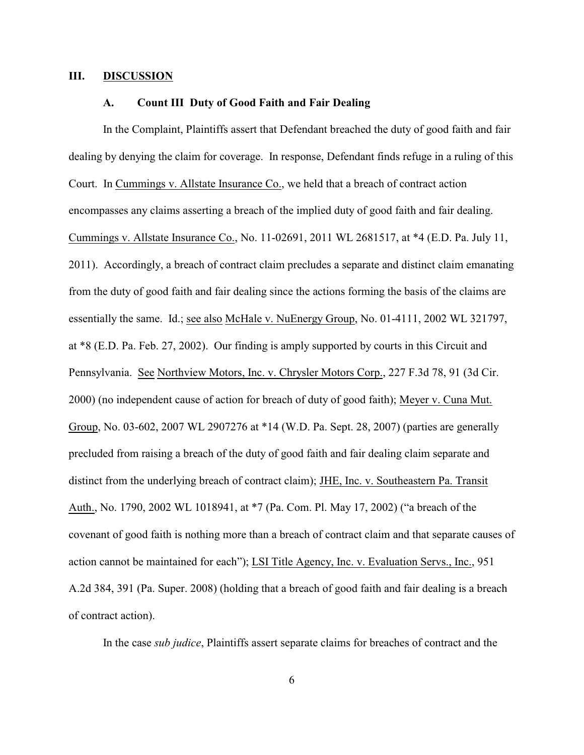## III. DISCUSSION

### A. Count III Duty of Good Faith and Fair Dealing

In the Complaint, Plaintiffs assert that Defendant breached the duty of good faith and fair dealing by denying the claim for coverage. In response, Defendant finds refuge in a ruling of this Court. In Cummings v. Allstate Insurance Co., we held that a breach of contract action encompasses any claims asserting a breach of the implied duty of good faith and fair dealing. Cummings v. Allstate Insurance Co., No. 11-02691, 2011 WL 2681517, at *4 (E.D. Pa. July 11, 2011). Accordingly, a breach of contract claim precludes a separate and distinct claim emanating from the duty of good faith and fair dealing since the actions forming the basis of the claims are essentially the same. Id.; see also McHale v. NuEnergy Group, No. 01-4111, 2002 WL 321797, at *8 (E.D. Pa. Feb. 27, 2002). Our finding is amply supported by courts in this Circuit and Pennsylvania. See Northview Motors, Inc. v. Chrysler Motors Corp., 227 F.3d 78, 91 (3d Cir. 2000) (no independent cause of action for breach of duty of good faith); Meyer v. Cuna Mut. Group, No. 03-602, 2007 WL 2907276 at *14 (W.D. Pa. Sept. 28, 2007) (parties are generally precluded from raising a breach of the duty of good faith and fair dealing claim separate and distinct from the underlying breach of contract claim); JHE, Inc. v. Southeastern Pa. Transit Auth., No. 1790, 2002 WL 1018941, at *7 (Pa. Com. Pl. May 17, 2002) ("a breach of the covenant of good faith is nothing more than a breach of contract claim and that separate causes of action cannot be maintained for each"); LSI Title Agency, Inc. v. Evaluation Servs., Inc., 951 A.2d 384, 391 (Pa. Super. 2008) (holding that a breach of good faith and fair dealing is a breach of contract action).

In the case *sub judice*, Plaintiffs assert separate claims for breaches of contract and the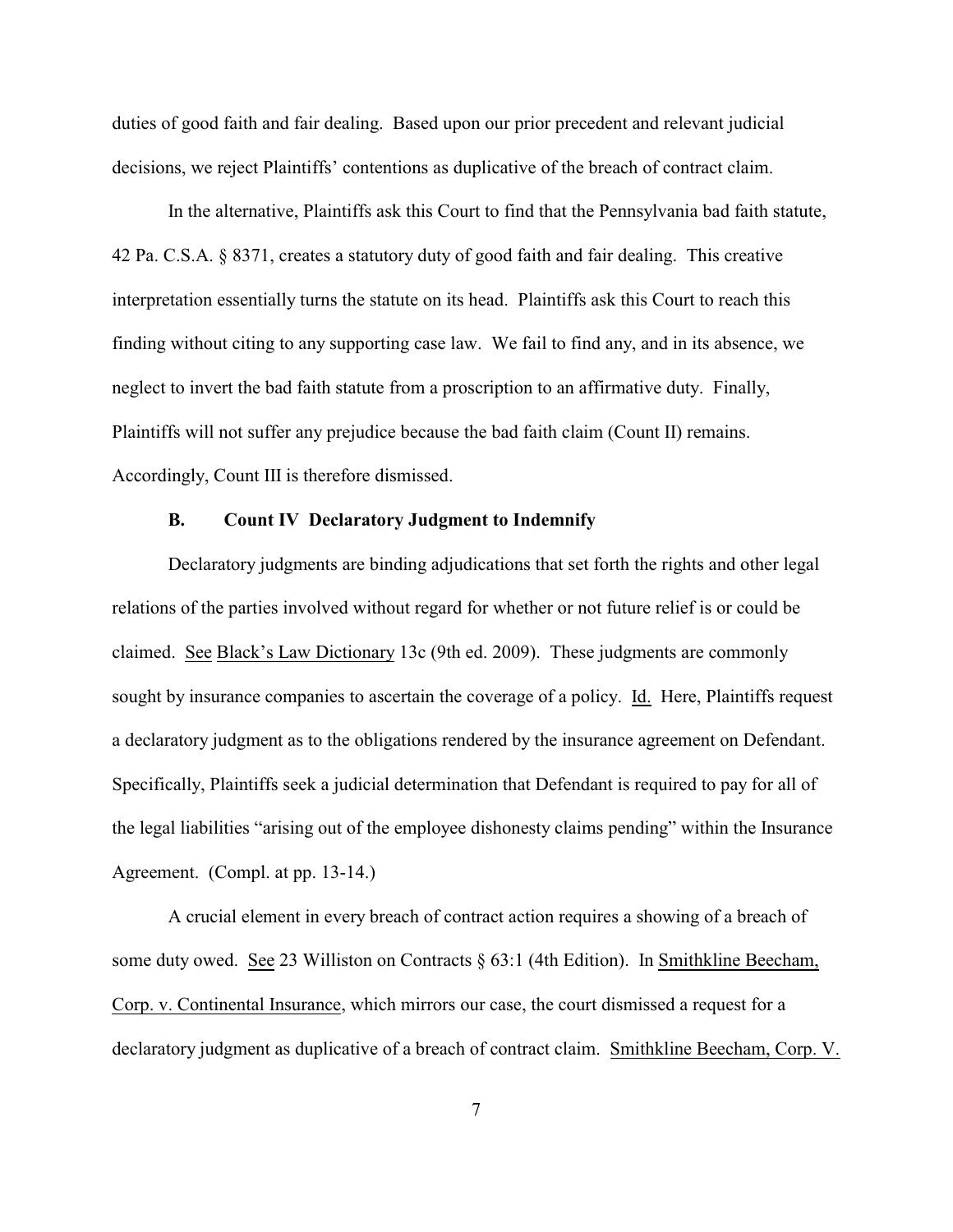duties of good faith and fair dealing. Based upon our prior precedent and relevant judicial decisions, we reject Plaintiffs' contentions as duplicative of the breach of contract claim.

In the alternative, Plaintiffs ask this Court to find that the Pennsylvania bad faith statute, 42 Pa. C.S.A. § 8371, creates a statutory duty of good faith and fair dealing. This creative interpretation essentially turns the statute on its head. Plaintiffs ask this Court to reach this finding without citing to any supporting case law. We fail to find any, and in its absence, we neglect to invert the bad faith statute from a proscription to an affirmative duty. Finally, Plaintiffs will not suffer any prejudice because the bad faith claim (Count II) remains. Accordingly, Count III is therefore dismissed.

### B. Count IV Declaratory Judgment to Indemnify

Declaratory judgments are binding adjudications that set forth the rights and other legal relations of the parties involved without regard for whether or not future relief is or could be claimed. See Black's Law Dictionary 13c (9th ed. 2009). These judgments are commonly sought by insurance companies to ascertain the coverage of a policy. Id. Here, Plaintiffs request a declaratory judgment as to the obligations rendered by the insurance agreement on Defendant. Specifically, Plaintiffs seek a judicial determination that Defendant is required to pay for all of the legal liabilities "arising out of the employee dishonesty claims pending" within the Insurance Agreement. (Compl. at pp. 13-14.)

A crucial element in every breach of contract action requires a showing of a breach of some duty owed. See 23 Williston on Contracts § 63:1 (4th Edition). In Smithkline Beecham, Corp. v. Continental Insurance, which mirrors our case, the court dismissed a request for a declaratory judgment as duplicative of a breach of contract claim. Smithkline Beecham, Corp. V.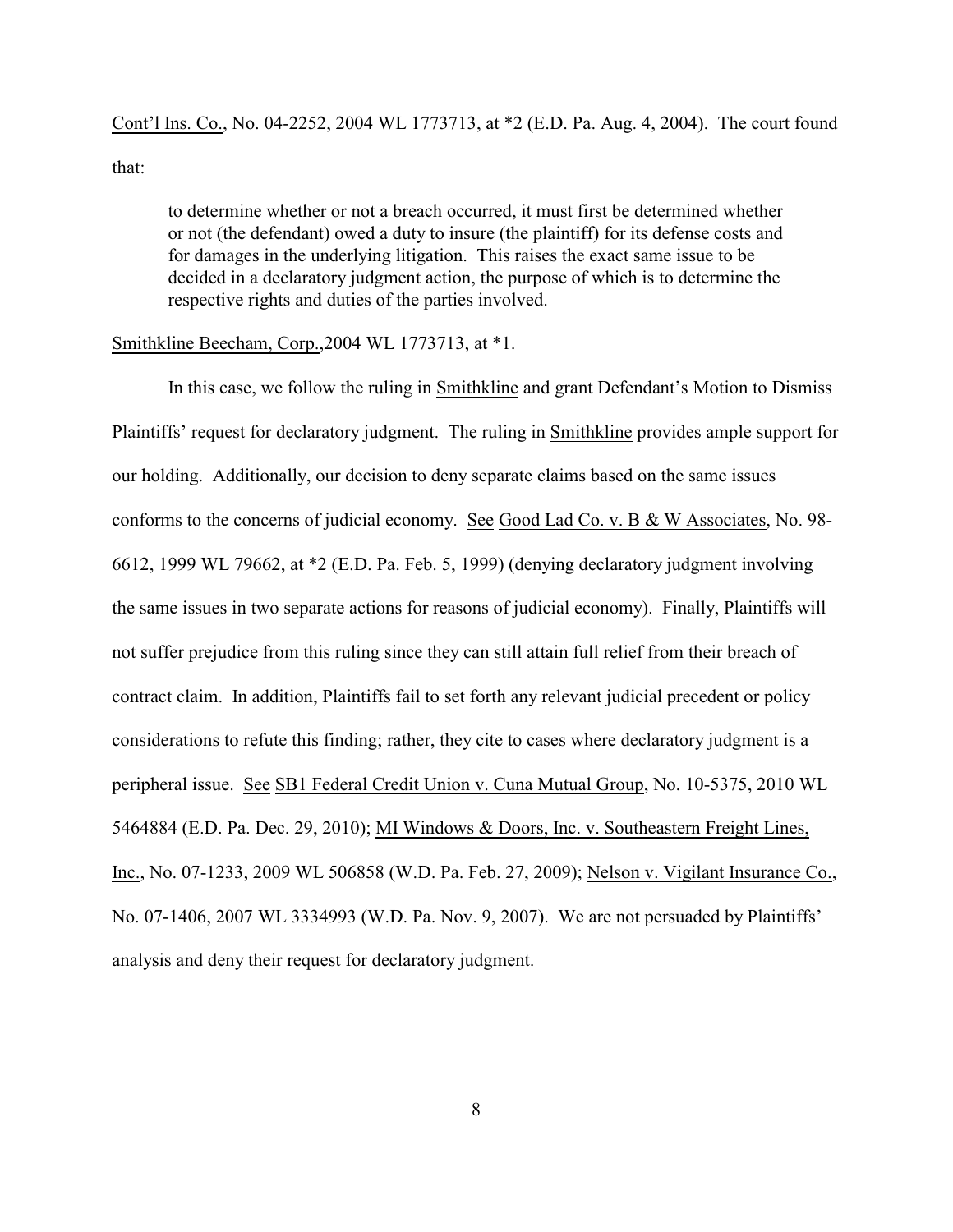Cont'l Ins. Co., No. 04-2252, 2004 WL 1773713, at *2 (E.D. Pa. Aug. 4, 2004). The court found that:

> to determine whether or not a breach occurred, it must first be determined whether or not (the defendant) owed a duty to insure (the plaintiff) for its defense costs and for damages in the underlying litigation. This raises the exact same issue to be decided in a declaratory judgment action, the purpose of which is to determine the respective rights and duties of the parties involved.

Smithkline Beecham, Corp.,2004 WL 1773713, at *1.

In this case, we follow the ruling in Smithkline and grant Defendant's Motion to Dismiss Plaintiffs' request for declaratory judgment. The ruling in Smithkline provides ample support for our holding. Additionally, our decision to deny separate claims based on the same issues conforms to the concerns of judicial economy. See Good Lad Co. v. B & W Associates, No. 98-6612, 1999 WL 79662, at *2 (E.D. Pa. Feb. 5, 1999) (denying declaratory judgment involving the same issues in two separate actions for reasons of judicial economy). Finally, Plaintiffs will not suffer prejudice from this ruling since they can still attain full relief from their breach of contract claim. In addition, Plaintiffs fail to set forth any relevant judicial precedent or policy considerations to refute this finding; rather, they cite to cases where declaratory judgment is a peripheral issue. See SB1 Federal Credit Union v. Cuna Mutual Group, No. 10-5375, 2010 WL 5464884 (E.D. Pa. Dec. 29, 2010); MI Windows & Doors, Inc. v. Southeastern Freight Lines, Inc., No. 07-1233, 2009 WL 506858 (W.D. Pa. Feb. 27, 2009); Nelson v. Vigilant Insurance Co., No. 07-1406, 2007 WL 3334993 (W.D. Pa. Nov. 9, 2007). We are not persuaded by Plaintiffs' analysis and deny their request for declaratory judgment.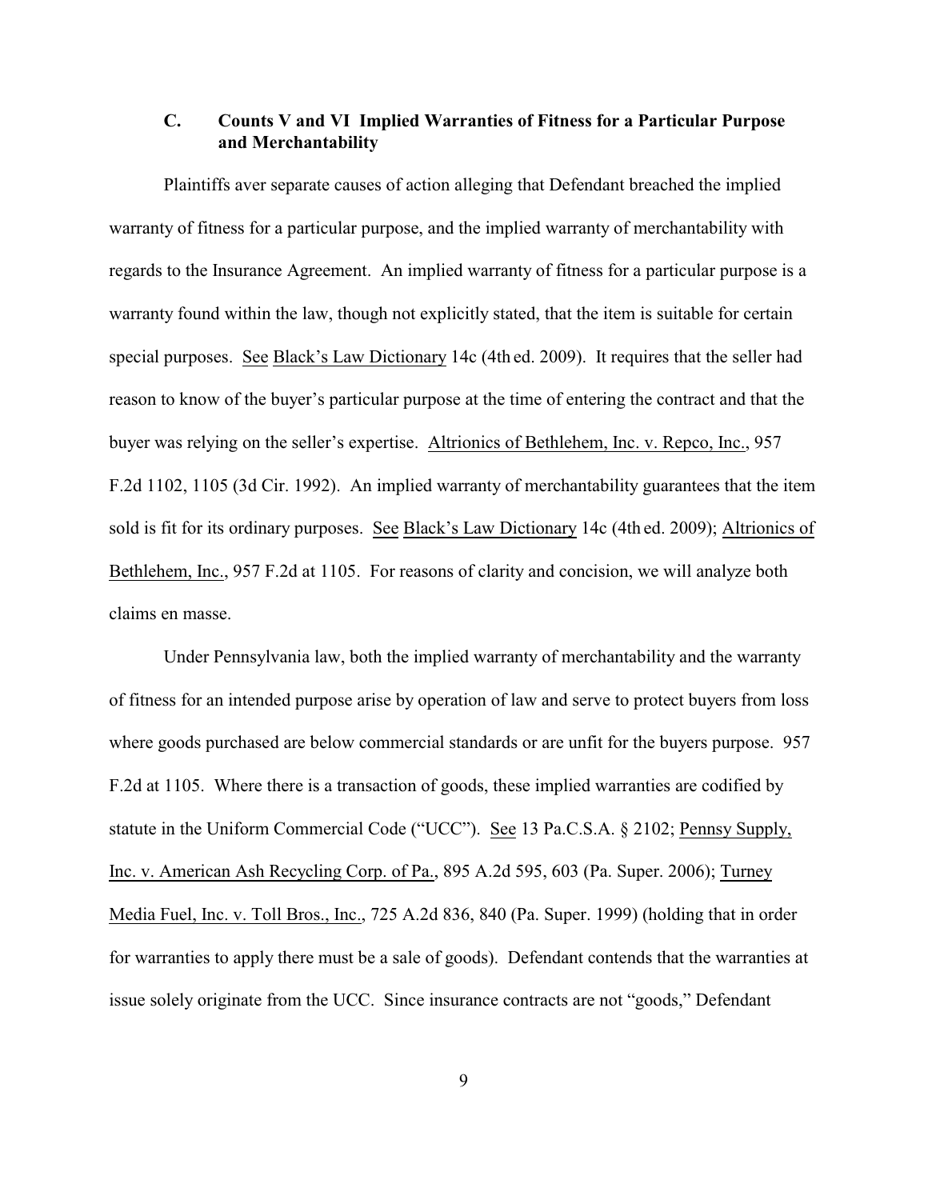### C. Counts V and VI Implied Warranties of Fitness for a Particular Purpose and Merchantability

Plaintiffs aver separate causes of action alleging that Defendant breached the implied warranty of fitness for a particular purpose, and the implied warranty of merchantability with regards to the Insurance Agreement. An implied warranty of fitness for a particular purpose is a warranty found within the law, though not explicitly stated, that the item is suitable for certain special purposes. See Black's Law Dictionary 14c (4th ed. 2009). It requires that the seller had reason to know of the buyer's particular purpose at the time of entering the contract and that the buyer was relying on the seller's expertise. Altrionics of Bethlehem, Inc. v. Repco, Inc., 957 F.2d 1102, 1105 (3d Cir. 1992). An implied warranty of merchantability guarantees that the item sold is fit for its ordinary purposes. See Black's Law Dictionary 14c (4th ed. 2009); Altrionics of Bethlehem, Inc., 957 F.2d at 1105. For reasons of clarity and concision, we will analyze both claims en masse.

Under Pennsylvania law, both the implied warranty of merchantability and the warranty of fitness for an intended purpose arise by operation of law and serve to protect buyers from loss where goods purchased are below commercial standards or are unfit for the buyers purpose. 957 F.2d at 1105. Where there is a transaction of goods, these implied warranties are codified by statute in the Uniform Commercial Code ("UCC"). See 13 Pa.C.S.A. § 2102; Pennsy Supply, Inc. v. American Ash Recycling Corp. of Pa., 895 A.2d 595, 603 (Pa. Super. 2006); Turney Media Fuel, Inc. v. Toll Bros., Inc., 725 A.2d 836, 840 (Pa. Super. 1999) (holding that in order for warranties to apply there must be a sale of goods). Defendant contends that the warranties at issue solely originate from the UCC. Since insurance contracts are not "goods," Defendant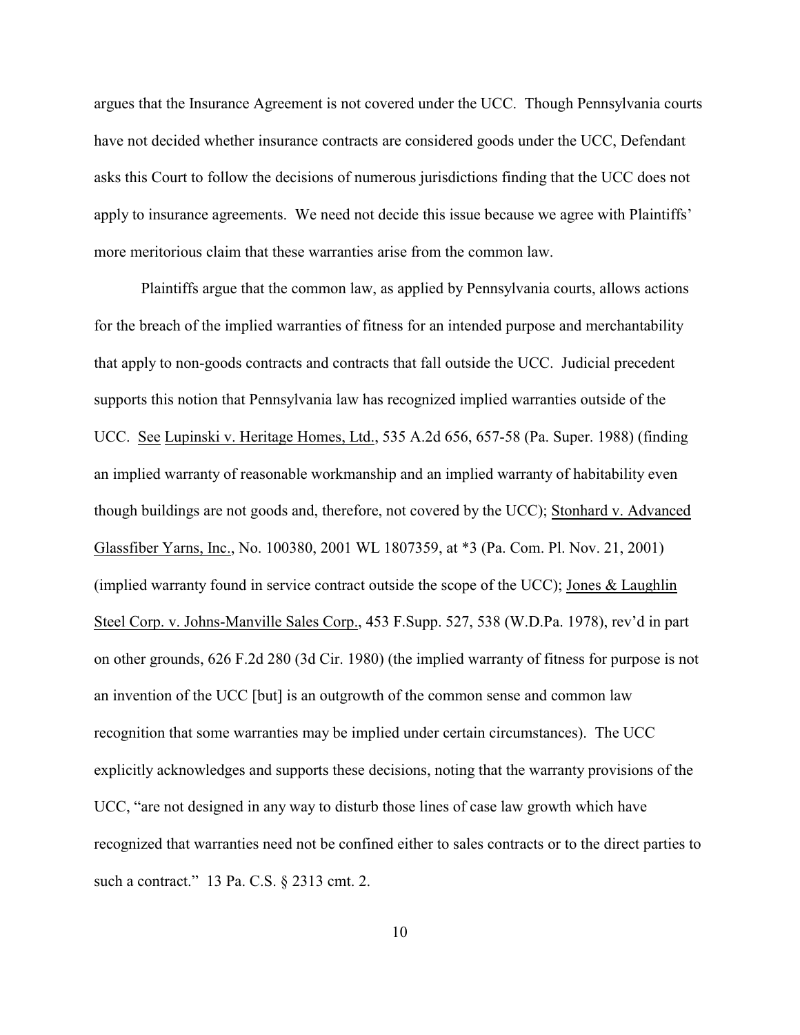argues that the Insurance Agreement is not covered under the UCC. Though Pennsylvania courts have not decided whether insurance contracts are considered goods under the UCC, Defendant asks this Court to follow the decisions of numerous jurisdictions finding that the UCC does not apply to insurance agreements. We need not decide this issue because we agree with Plaintiffs' more meritorious claim that these warranties arise from the common law.

Plaintiffs argue that the common law, as applied by Pennsylvania courts, allows actions for the breach of the implied warranties of fitness for an intended purpose and merchantability that apply to non-goods contracts and contracts that fall outside the UCC. Judicial precedent supports this notion that Pennsylvania law has recognized implied warranties outside of the UCC. See Lupinski v. Heritage Homes, Ltd., 535 A.2d 656, 657-58 (Pa. Super. 1988) (finding an implied warranty of reasonable workmanship and an implied warranty of habitability even though buildings are not goods and, therefore, not covered by the UCC); Stonhard v. Advanced Glassfiber Yarns, Inc., No. 100380, 2001 WL 1807359, at *3 (Pa. Com. Pl. Nov. 21, 2001) (implied warranty found in service contract outside the scope of the UCC); Jones & Laughlin Steel Corp. v. Johns-Manville Sales Corp., 453 F.Supp. 527, 538 (W.D.Pa. 1978), rev'd in part on other grounds, 626 F.2d 280 (3d Cir. 1980) (the implied warranty of fitness for purpose is not an invention of the UCC [but] is an outgrowth of the common sense and common law recognition that some warranties may be implied under certain circumstances). The UCC explicitly acknowledges and supports these decisions, noting that the warranty provisions of the UCC, "are not designed in any way to disturb those lines of case law growth which have recognized that warranties need not be confined either to sales contracts or to the direct parties to such a contract." 13 Pa. C.S. § 2313 cmt. 2.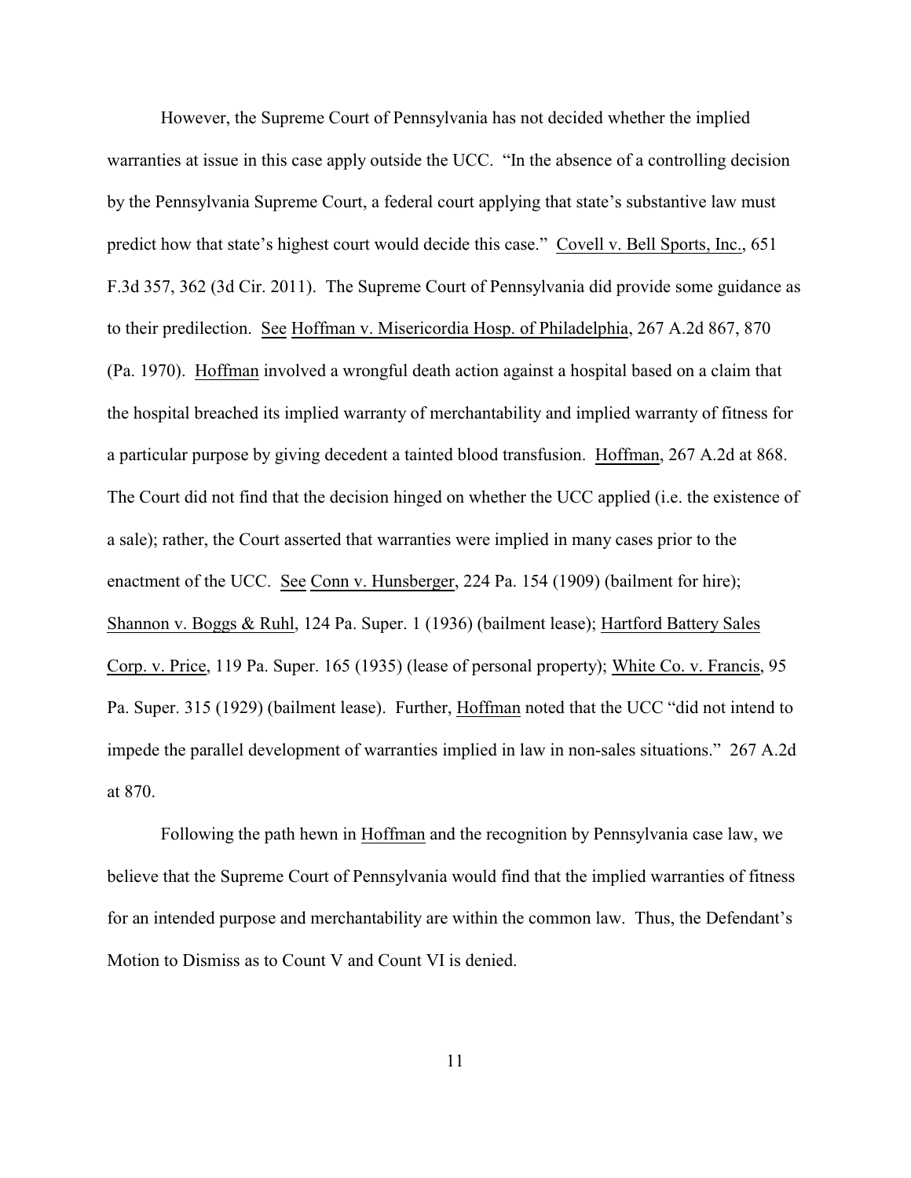However, the Supreme Court of Pennsylvania has not decided whether the implied warranties at issue in this case apply outside the UCC. "In the absence of a controlling decision by the Pennsylvania Supreme Court, a federal court applying that state's substantive law must predict how that state's highest court would decide this case." Covell v. Bell Sports, Inc., 651 F.3d 357, 362 (3d Cir. 2011). The Supreme Court of Pennsylvania did provide some guidance as to their predilection. See Hoffman v. Misericordia Hosp. of Philadelphia, 267 A.2d 867, 870 (Pa. 1970). Hoffman involved a wrongful death action against a hospital based on a claim that the hospital breached its implied warranty of merchantability and implied warranty of fitness for a particular purpose by giving decedent a tainted blood transfusion. Hoffman, 267 A.2d at 868. The Court did not find that the decision hinged on whether the UCC applied (i.e. the existence of a sale); rather, the Court asserted that warranties were implied in many cases prior to the enactment of the UCC. See Conn v. Hunsberger, 224 Pa. 154 (1909) (bailment for hire); Shannon v. Boggs & Ruhl, 124 Pa. Super. 1 (1936) (bailment lease); Hartford Battery Sales Corp. v. Price, 119 Pa. Super. 165 (1935) (lease of personal property); White Co. v. Francis, 95 Pa. Super. 315 (1929) (bailment lease). Further, Hoffman noted that the UCC "did not intend to impede the parallel development of warranties implied in law in non-sales situations." 267 A.2d at 870.

Following the path hewn in Hoffman and the recognition by Pennsylvania case law, we believe that the Supreme Court of Pennsylvania would find that the implied warranties of fitness for an intended purpose and merchantability are within the common law. Thus, the Defendant's Motion to Dismiss as to Count V and Count VI is denied.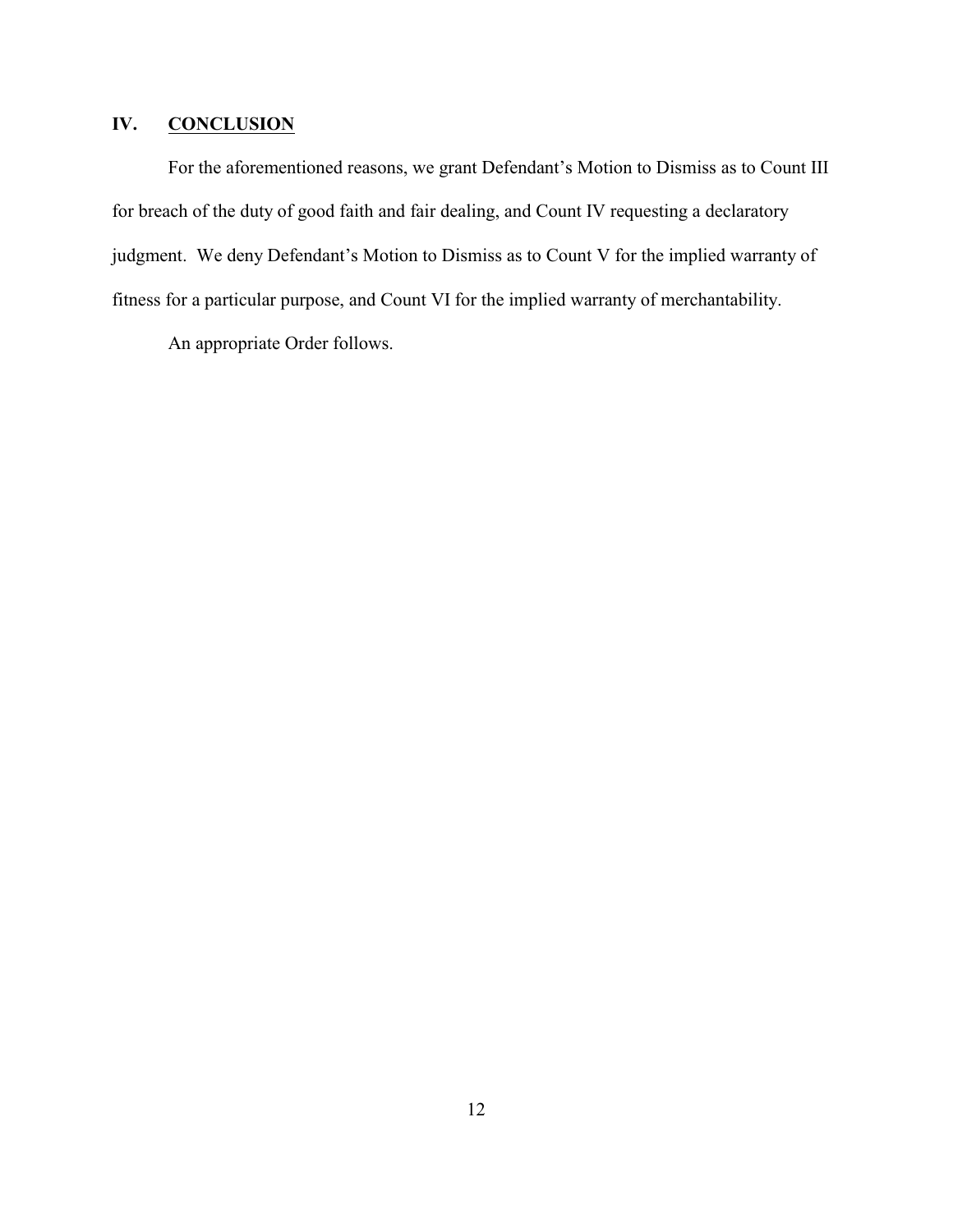## IV. <u>CONCLUSION</u>

For the aforementioned reasons, we grant Defendant's Motion to Dismiss as to Count III for breach of the duty of good faith and fair dealing, and Count IV requesting a declaratory judgment. We deny Defendant's Motion to Dismiss as to Count V for the implied warranty of fitness for a particular purpose, and Count VI for the implied warranty of merchantability.

An appropriate Order follows.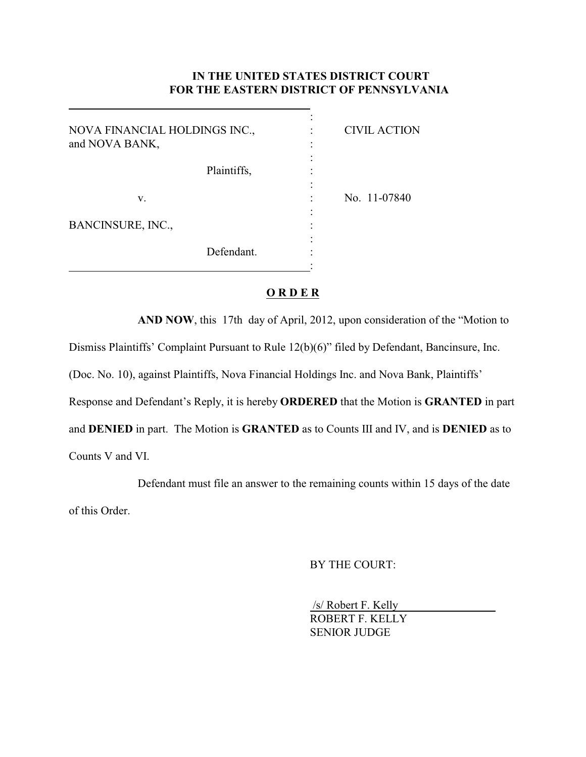**IN THE UNITED STATES DISTRICT COURT**
**FOR THE EASTERN DISTRICT OF PENNSYLVANIA**

| | | |
|---|---|---|
| NOVA FINANCIAL HOLDINGS INC., and NOVA BANK, | : | CIVIL ACTION |
| Plaintiffs, | : | |
| v. | : | No. 11-07840 |
| BANCINSURE, INC., | : | |
| Defendant. | : | |

**O R D E R**

**AND NOW**, this 17th day of April, 2012, upon consideration of the "Motion to Dismiss Plaintiffs' Complaint Pursuant to Rule 12(b)(6)" filed by Defendant, Bancinsure, Inc. (Doc. No. 10), against Plaintiffs, Nova Financial Holdings Inc. and Nova Bank, Plaintiffs' Response and Defendant's Reply, it is hereby **ORDERED** that the Motion is **GRANTED** in part and **DENIED** in part. The Motion is **GRANTED** as to Counts III and IV, and is **DENIED** as to Counts V and VI.

Defendant must file an answer to the remaining counts within 15 days of the date of this Order.

BY THE COURT:

/s/ Robert F. Kelly
ROBERT F. KELLY
SENIOR JUDGE